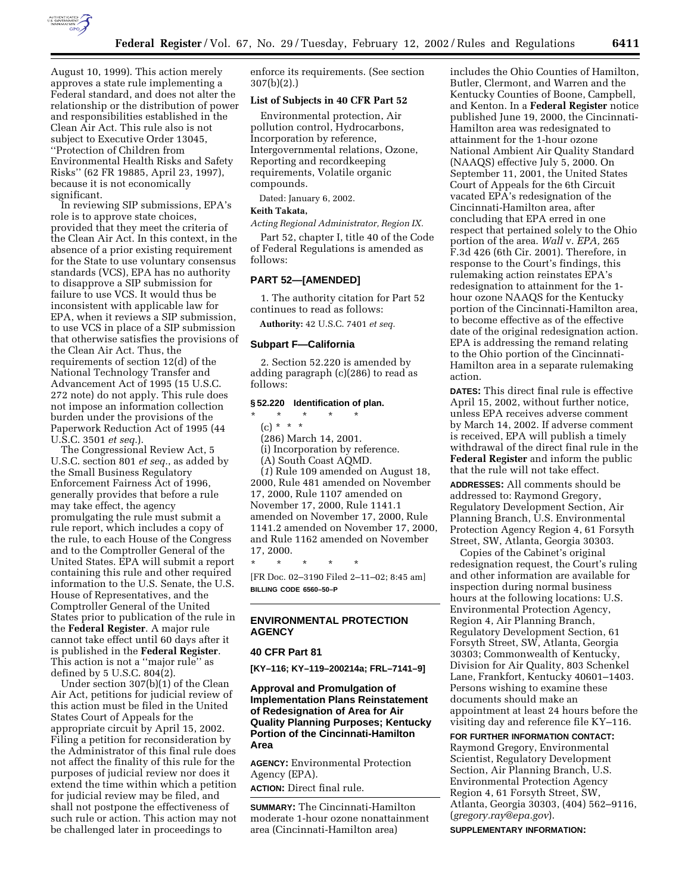August 10, 1999). This action merely approves a state rule implementing a Federal standard, and does not alter the relationship or the distribution of power and responsibilities established in the Clean Air Act. This rule also is not subject to Executive Order 13045, ''Protection of Children from Environmental Health Risks and Safety Risks'' (62 FR 19885, April 23, 1997), because it is not economically significant.

In reviewing SIP submissions, EPA's role is to approve state choices, provided that they meet the criteria of the Clean Air Act. In this context, in the absence of a prior existing requirement for the State to use voluntary consensus standards (VCS), EPA has no authority to disapprove a SIP submission for failure to use VCS. It would thus be inconsistent with applicable law for EPA, when it reviews a SIP submission, to use VCS in place of a SIP submission that otherwise satisfies the provisions of the Clean Air Act. Thus, the requirements of section 12(d) of the National Technology Transfer and Advancement Act of 1995 (15 U.S.C. 272 note) do not apply. This rule does not impose an information collection burden under the provisions of the Paperwork Reduction Act of 1995 (44 U.S.C. 3501 *et seq.*).

The Congressional Review Act, 5 U.S.C. section 801 *et seq.*, as added by the Small Business Regulatory Enforcement Fairness Act of 1996, generally provides that before a rule may take effect, the agency promulgating the rule must submit a rule report, which includes a copy of the rule, to each House of the Congress and to the Comptroller General of the United States. EPA will submit a report containing this rule and other required information to the U.S. Senate, the U.S. House of Representatives, and the Comptroller General of the United States prior to publication of the rule in the **Federal Register**. A major rule cannot take effect until 60 days after it is published in the **Federal Register**. This action is not a ''major rule'' as defined by 5 U.S.C. 804(2).

Under section 307(b)(1) of the Clean Air Act, petitions for judicial review of this action must be filed in the United States Court of Appeals for the appropriate circuit by April 15, 2002. Filing a petition for reconsideration by the Administrator of this final rule does not affect the finality of this rule for the purposes of judicial review nor does it extend the time within which a petition for judicial review may be filed, and shall not postpone the effectiveness of such rule or action. This action may not be challenged later in proceedings to enforce its requirements. (See section 307(b)(2).)

**List of Subjects in 40 CFR Part 52**

Environmental protection, Air pollution control, Hydrocarbons, Incorporation by reference, Intergovernmental relations, Ozone, Reporting and recordkeeping requirements, Volatile organic compounds.

Dated: January 6, 2002.

**Keith Takata,**

*Acting Regional Administrator, Region IX.*

Part 52, chapter I, title 40 of the Code of Federal Regulations is amended as follows:

## PART 52—[AMENDED]

1. The authority citation for Part 52 continues to read as follows:

**Authority:** 42 U.S.C. 7401 *et seq.*

### Subpart F—California

2. Section 52.220 is amended by adding paragraph (c)(286) to read as follows:

**§ 52.220 Identification of plan.**

\* \* \* \* \*

(c) \* \* \*

(286) March 14, 2001.

(i) Incorporation by reference.

(A) South Coast AQMD.

(*1*) Rule 109 amended on August 18, 2000, Rule 481 amended on November 17, 2000, Rule 1107 amended on November 17, 2000, Rule 1141.1 amended on November 17, 2000, Rule 1141.2 amended on November 17, 2000, and Rule 1162 amended on November 17, 2000.

\* \* \* \* \*

[FR Doc. 02–3190 Filed 2–11–02; 8:45 am]

**BILLING CODE 6560–50–P**

---

## ENVIRONMENTAL PROTECTION AGENCY

### 40 CFR Part 81

**[KY–116; KY–119–200214a; FRL–7141–9]**

### Approval and Promulgation of Implementation Plans Reinstatement of Redesignation of Area for Air Quality Planning Purposes; Kentucky Portion of the Cincinnati-Hamilton Area

**AGENCY:** Environmental Protection Agency (EPA).

**ACTION:** Direct final rule.

**SUMMARY:** The Cincinnati-Hamilton moderate 1-hour ozone nonattainment area (Cincinnati-Hamilton area) includes the Ohio Counties of Hamilton, Butler, Clermont, and Warren and the Kentucky Counties of Boone, Campbell, and Kenton. In a **Federal Register** notice published June 19, 2000, the Cincinnati-Hamilton area was redesignated to attainment for the 1-hour ozone National Ambient Air Quality Standard (NAAQS) effective July 5, 2000. On September 11, 2001, the United States Court of Appeals for the 6th Circuit vacated EPA's redesignation of the Cincinnati-Hamilton area, after concluding that EPA erred in one respect that pertained solely to the Ohio portion of the area. *Wall* v. *EPA,* 265 F.3d 426 (6th Cir. 2001). Therefore, in response to the Court's findings, this rulemaking action reinstates EPA's redesignation to attainment for the 1-hour ozone NAAQS for the Kentucky portion of the Cincinnati-Hamilton area, to become effective as of the effective date of the original redesignation action. EPA is addressing the remand relating to the Ohio portion of the Cincinnati-Hamilton area in a separate rulemaking action.

**DATES:** This direct final rule is effective April 15, 2002, without further notice, unless EPA receives adverse comment by March 14, 2002. If adverse comment is received, EPA will publish a timely withdrawal of the direct final rule in the **Federal Register** and inform the public that the rule will not take effect.

**ADDRESSES:** All comments should be addressed to: Raymond Gregory, Regulatory Development Section, Air Planning Branch, U.S. Environmental Protection Agency Region 4, 61 Forsyth Street, SW, Atlanta, Georgia 30303.

Copies of the Cabinet's original redesignation request, the Court's ruling and other information are available for inspection during normal business hours at the following locations: U.S. Environmental Protection Agency, Region 4, Air Planning Branch, Regulatory Development Section, 61 Forsyth Street, SW, Atlanta, Georgia 30303; Commonwealth of Kentucky, Division for Air Quality, 803 Schenkel Lane, Frankfort, Kentucky 40601–1403. Persons wishing to examine these documents should make an appointment at least 24 hours before the visiting day and reference file KY–116.

**FOR FURTHER INFORMATION CONTACT:** Raymond Gregory, Environmental Scientist, Regulatory Development Section, Air Planning Branch, U.S. Environmental Protection Agency Region 4, 61 Forsyth Street, SW, Atlanta, Georgia 30303, (404) 562–9116, (*gregory.ray@epa.gov*).

**SUPPLEMENTARY INFORMATION:**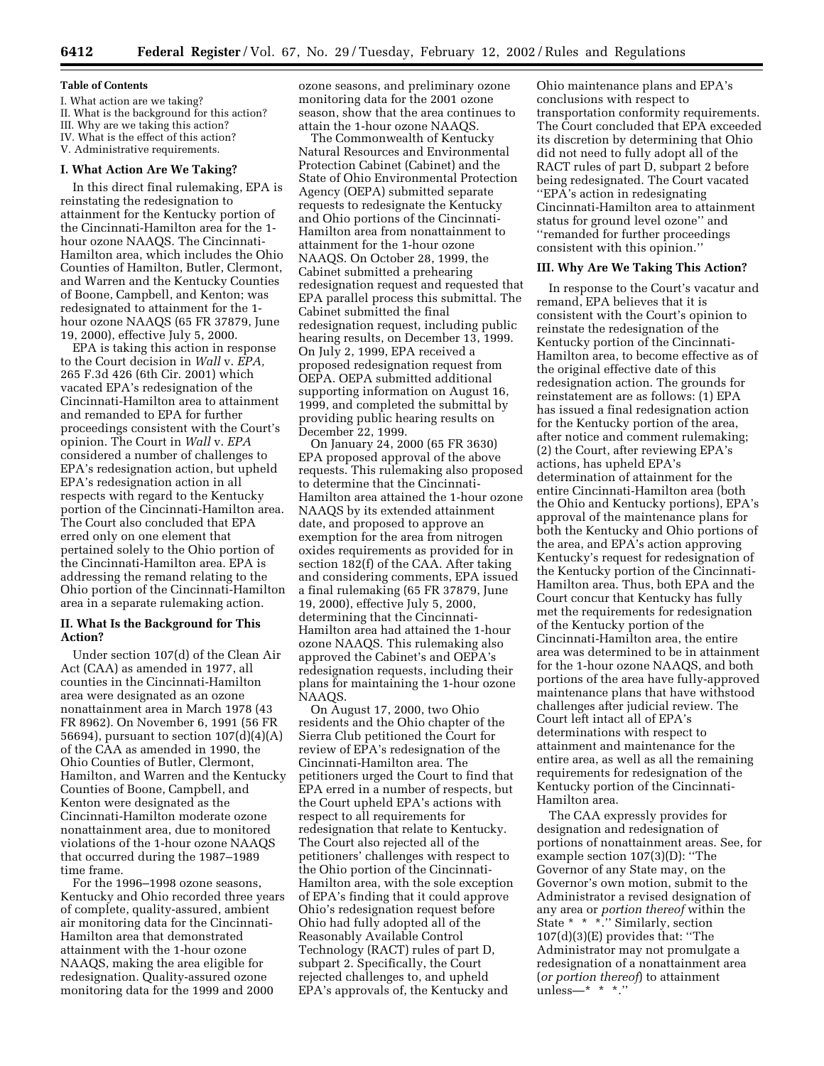**Table of Contents**

I. What action are we taking?
II. What is the background for this action?
III. Why are we taking this action?
IV. What is the effect of this action?
V. Administrative requirements.

## I. What Action Are We Taking?

In this direct final rulemaking, EPA is reinstating the redesignation to attainment for the Kentucky portion of the Cincinnati-Hamilton area for the 1-hour ozone NAAQS. The Cincinnati-Hamilton area, which includes the Ohio Counties of Hamilton, Butler, Clermont, and Warren and the Kentucky Counties of Boone, Campbell, and Kenton; was redesignated to attainment for the 1-hour ozone NAAQS (65 FR 37879, June 19, 2000), effective July 5, 2000.

EPA is taking this action in response to the Court decision in *Wall* v. *EPA,* 265 F.3d 426 (6th Cir. 2001) which vacated EPA's redesignation of the Cincinnati-Hamilton area to attainment and remanded to EPA for further proceedings consistent with the Court's opinion. The Court in *Wall* v. *EPA* considered a number of challenges to EPA's redesignation action, but upheld EPA's redesignation action in all respects with regard to the Kentucky portion of the Cincinnati-Hamilton area. The Court also concluded that EPA erred only on one element that pertained solely to the Ohio portion of the Cincinnati-Hamilton area. EPA is addressing the remand relating to the Ohio portion of the Cincinnati-Hamilton area in a separate rulemaking action.

## II. What Is the Background for This Action?

Under section 107(d) of the Clean Air Act (CAA) as amended in 1977, all counties in the Cincinnati-Hamilton area were designated as an ozone nonattainment area in March 1978 (43 FR 8962). On November 6, 1991 (56 FR 56694), pursuant to section 107(d)(4)(A) of the CAA as amended in 1990, the Ohio Counties of Butler, Clermont, Hamilton, and Warren and the Kentucky Counties of Boone, Campbell, and Kenton were designated as the Cincinnati-Hamilton moderate ozone nonattainment area, due to monitored violations of the 1-hour ozone NAAQS that occurred during the 1987–1989 time frame.

For the 1996–1998 ozone seasons, Kentucky and Ohio recorded three years of complete, quality-assured, ambient air monitoring data for the Cincinnati-Hamilton area that demonstrated attainment with the 1-hour ozone NAAQS, making the area eligible for redesignation. Quality-assured ozone monitoring data for the 1999 and 2000 ozone seasons, and preliminary ozone monitoring data for the 2001 ozone season, show that the area continues to attain the 1-hour ozone NAAQS.

The Commonwealth of Kentucky Natural Resources and Environmental Protection Cabinet (Cabinet) and the State of Ohio Environmental Protection Agency (OEPA) submitted separate requests to redesignate the Kentucky and Ohio portions of the Cincinnati-Hamilton area from nonattainment to attainment for the 1-hour ozone NAAQS. On October 28, 1999, the Cabinet submitted a prehearing redesignation request and requested that EPA parallel process this submittal. The Cabinet submitted the final redesignation request, including public hearing results, on December 13, 1999. On July 2, 1999, EPA received a proposed redesignation request from OEPA. OEPA submitted additional supporting information on August 16, 1999, and completed the submittal by providing public hearing results on December 22, 1999.

On January 24, 2000 (65 FR 3630) EPA proposed approval of the above requests. This rulemaking also proposed to determine that the Cincinnati-Hamilton area attained the 1-hour ozone NAAQS by its extended attainment date, and proposed to approve an exemption for the area from nitrogen oxides requirements as provided for in section 182(f) of the CAA. After taking and considering comments, EPA issued a final rulemaking (65 FR 37879, June 19, 2000), effective July 5, 2000, determining that the Cincinnati-Hamilton area had attained the 1-hour ozone NAAQS. This rulemaking also approved the Cabinet's and OEPA's redesignation requests, including their plans for maintaining the 1-hour ozone NAAQS.

On August 17, 2000, two Ohio residents and the Ohio chapter of the Sierra Club petitioned the Court for review of EPA's redesignation of the Cincinnati-Hamilton area. The petitioners urged the Court to find that EPA erred in a number of respects, but the Court upheld EPA's actions with respect to all requirements for redesignation that relate to Kentucky. The Court also rejected all of the petitioners' challenges with respect to the Ohio portion of the Cincinnati-Hamilton area, with the sole exception of EPA's finding that it could approve Ohio's redesignation request before Ohio had fully adopted all of the Reasonably Available Control Technology (RACT) rules of part D, subpart 2. Specifically, the Court rejected challenges to, and upheld EPA's approvals of, the Kentucky and Ohio maintenance plans and EPA's conclusions with respect to transportation conformity requirements. The Court concluded that EPA exceeded its discretion by determining that Ohio did not need to fully adopt all of the RACT rules of part D, subpart 2 before being redesignated. The Court vacated ''EPA's action in redesignating Cincinnati-Hamilton area to attainment status for ground level ozone'' and ''remanded for further proceedings consistent with this opinion.''

## III. Why Are We Taking This Action?

In response to the Court's vacatur and remand, EPA believes that it is consistent with the Court's opinion to reinstate the redesignation of the Kentucky portion of the Cincinnati-Hamilton area, to become effective as of the original effective date of this redesignation action. The grounds for reinstatement are as follows: (1) EPA has issued a final redesignation action for the Kentucky portion of the area, after notice and comment rulemaking; (2) the Court, after reviewing EPA's actions, has upheld EPA's determination of attainment for the entire Cincinnati-Hamilton area (both the Ohio and Kentucky portions), EPA's approval of the maintenance plans for both the Kentucky and Ohio portions of the area, and EPA's action approving Kentucky's request for redesignation of the Kentucky portion of the Cincinnati-Hamilton area. Thus, both EPA and the Court concur that Kentucky has fully met the requirements for redesignation of the Kentucky portion of the Cincinnati-Hamilton area, the entire area was determined to be in attainment for the 1-hour ozone NAAQS, and both portions of the area have fully-approved maintenance plans that have withstood challenges after judicial review. The Court left intact all of EPA's determinations with respect to attainment and maintenance for the entire area, as well as all the remaining requirements for redesignation of the Kentucky portion of the Cincinnati-Hamilton area.

The CAA expressly provides for designation and redesignation of portions of nonattainment areas. See, for example section 107(3)(D): ''The Governor of any State may, on the Governor's own motion, submit to the Administrator a revised designation of any area or *portion thereof* within the State * * *.'' Similarly, section 107(d)(3)(E) provides that: ''The Administrator may not promulgate a redesignation of a nonattainment area (*or portion thereof*) to attainment unless—* * *.''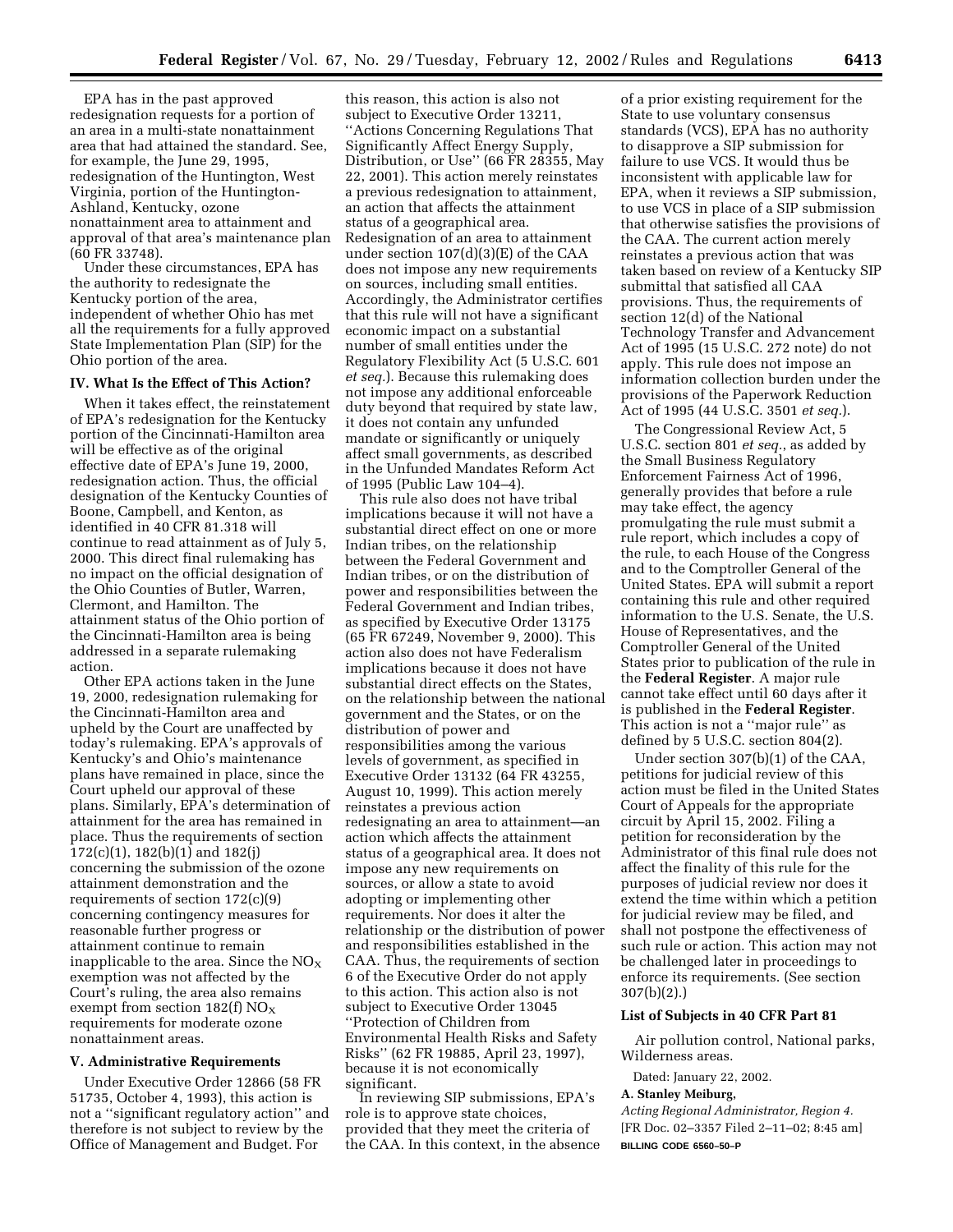EPA has in the past approved redesignation requests for a portion of an area in a multi-state nonattainment area that had attained the standard. See, for example, the June 29, 1995, redesignation of the Huntington, West Virginia, portion of the Huntington-Ashland, Kentucky, ozone nonattainment area to attainment and approval of that area's maintenance plan (60 FR 33748).

Under these circumstances, EPA has the authority to redesignate the Kentucky portion of the area, independent of whether Ohio has met all the requirements for a fully approved State Implementation Plan (SIP) for the Ohio portion of the area.

## IV. What Is the Effect of This Action?

When it takes effect, the reinstatement of EPA's redesignation for the Kentucky portion of the Cincinnati-Hamilton area will be effective as of the original effective date of EPA's June 19, 2000, redesignation action. Thus, the official designation of the Kentucky Counties of Boone, Campbell, and Kenton, as identified in 40 CFR 81.318 will continue to read attainment as of July 5, 2000. This direct final rulemaking has no impact on the official designation of the Ohio Counties of Butler, Warren, Clermont, and Hamilton. The attainment status of the Ohio portion of the Cincinnati-Hamilton area is being addressed in a separate rulemaking action.

Other EPA actions taken in the June 19, 2000, redesignation rulemaking for the Cincinnati-Hamilton area and upheld by the Court are unaffected by today's rulemaking. EPA's approvals of Kentucky's and Ohio's maintenance plans have remained in place, since the Court upheld our approval of these plans. Similarly, EPA's determination of attainment for the area has remained in place. Thus the requirements of section 172(c)(1), 182(b)(1) and 182(j) concerning the submission of the ozone attainment demonstration and the requirements of section 172(c)(9) concerning contingency measures for reasonable further progress or attainment continue to remain inapplicable to the area. Since the $NO_X$ exemption was not affected by the Court's ruling, the area also remains exempt from section 182(f) $NO_X$ requirements for moderate ozone nonattainment areas.

## V. Administrative Requirements

Under Executive Order 12866 (58 FR 51735, October 4, 1993), this action is not a "significant regulatory action" and therefore is not subject to review by the Office of Management and Budget. For this reason, this action is also not subject to Executive Order 13211, "Actions Concerning Regulations That Significantly Affect Energy Supply, Distribution, or Use" (66 FR 28355, May 22, 2001). This action merely reinstates a previous redesignation to attainment, an action that affects the attainment status of a geographical area. Redesignation of an area to attainment under section 107(d)(3)(E) of the CAA does not impose any new requirements on sources, including small entities. Accordingly, the Administrator certifies that this rule will not have a significant economic impact on a substantial number of small entities under the Regulatory Flexibility Act (5 U.S.C. 601 *et seq.*). Because this rulemaking does not impose any additional enforceable duty beyond that required by state law, it does not contain any unfunded mandate or significantly or uniquely affect small governments, as described in the Unfunded Mandates Reform Act of 1995 (Public Law 104–4).

This rule also does not have tribal implications because it will not have a substantial direct effect on one or more Indian tribes, on the relationship between the Federal Government and Indian tribes, or on the distribution of power and responsibilities between the Federal Government and Indian tribes, as specified by Executive Order 13175 (65 FR 67249, November 9, 2000). This action also does not have Federalism implications because it does not have substantial direct effects on the States, on the relationship between the national government and the States, or on the distribution of power and responsibilities among the various levels of government, as specified in Executive Order 13132 (64 FR 43255, August 10, 1999). This action merely reinstates a previous action redesignating an area to attainment—an action which affects the attainment status of a geographical area. It does not impose any new requirements on sources, or allow a state to avoid adopting or implementing other requirements. Nor does it alter the relationship or the distribution of power and responsibilities established in the CAA. Thus, the requirements of section 6 of the Executive Order do not apply to this action. This action also is not subject to Executive Order 13045 "Protection of Children from Environmental Health Risks and Safety Risks" (62 FR 19885, April 23, 1997), because it is not economically significant.

In reviewing SIP submissions, EPA's role is to approve state choices, provided that they meet the criteria of the CAA. In this context, in the absence of a prior existing requirement for the State to use voluntary consensus standards (VCS), EPA has no authority to disapprove a SIP submission for failure to use VCS. It would thus be inconsistent with applicable law for EPA, when it reviews a SIP submission, to use VCS in place of a SIP submission that otherwise satisfies the provisions of the CAA. The current action merely reinstates a previous action that was taken based on review of a Kentucky SIP submittal that satisfied all CAA provisions. Thus, the requirements of section 12(d) of the National Technology Transfer and Advancement Act of 1995 (15 U.S.C. 272 note) do not apply. This rule does not impose an information collection burden under the provisions of the Paperwork Reduction Act of 1995 (44 U.S.C. 3501 *et seq.*).

The Congressional Review Act, 5 U.S.C. section 801 *et seq.*, as added by the Small Business Regulatory Enforcement Fairness Act of 1996, generally provides that before a rule may take effect, the agency promulgating the rule must submit a rule report, which includes a copy of the rule, to each House of the Congress and to the Comptroller General of the United States. EPA will submit a report containing this rule and other required information to the U.S. Senate, the U.S. House of Representatives, and the Comptroller General of the United States prior to publication of the rule in the **Federal Register**. A major rule cannot take effect until 60 days after it is published in the **Federal Register**. This action is not a "major rule" as defined by 5 U.S.C. section 804(2).

Under section 307(b)(1) of the CAA, petitions for judicial review of this action must be filed in the United States Court of Appeals for the appropriate circuit by April 15, 2002. Filing a petition for reconsideration by the Administrator of this final rule does not affect the finality of this rule for the purposes of judicial review nor does it extend the time within which a petition for judicial review may be filed, and shall not postpone the effectiveness of such rule or action. This action may not be challenged later in proceedings to enforce its requirements. (See section 307(b)(2).)

### List of Subjects in 40 CFR Part 81

Air pollution control, National parks, Wilderness areas.

Dated: January 22, 2002.

**A. Stanley Meiburg,**

*Acting Regional Administrator, Region 4.*

[FR Doc. 02–3357 Filed 2–11–02; 8:45 am]

**BILLING CODE 6560–50–P**